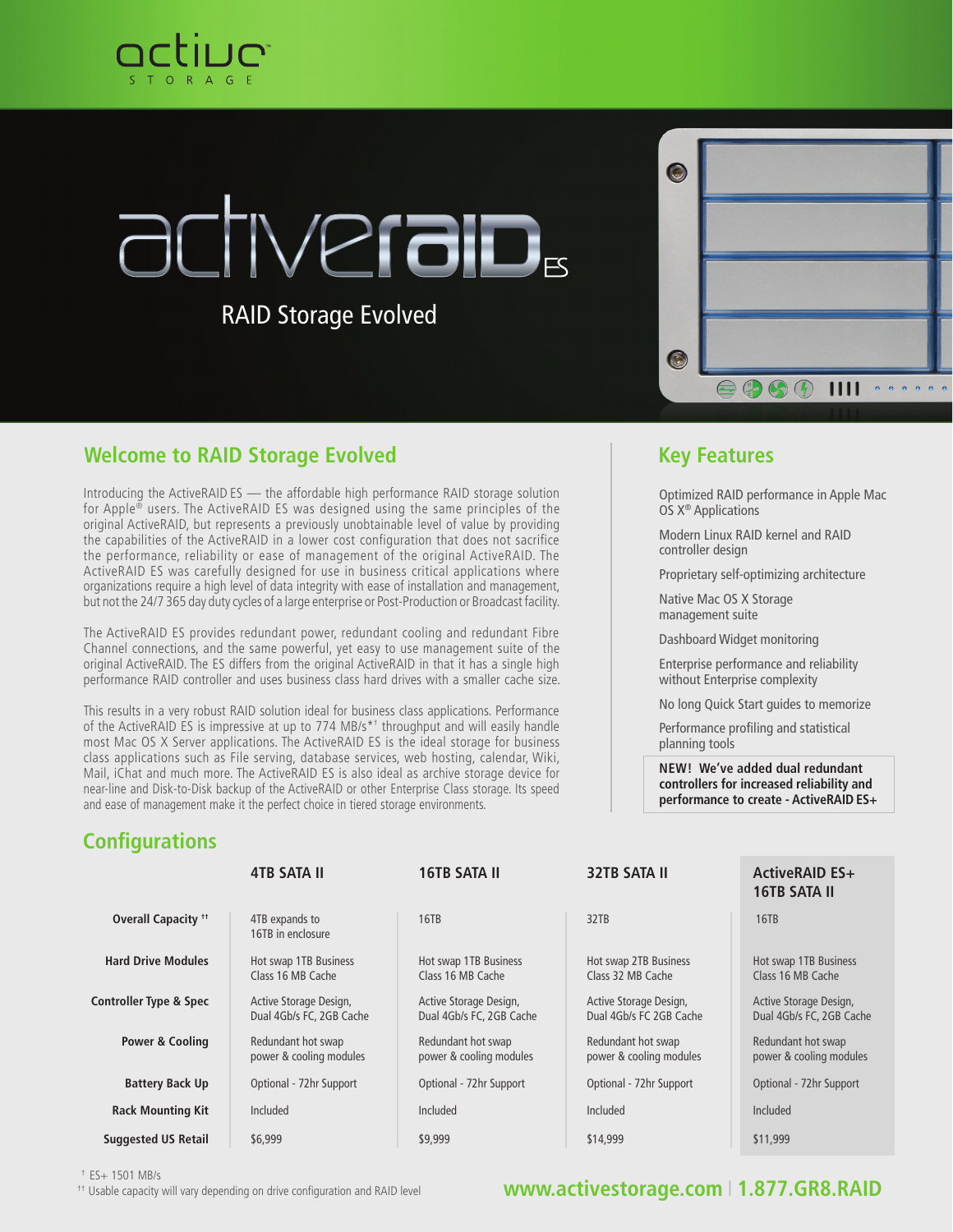active STORAGE

# activeraid ES

RAID Storage Evolved

## Welcome to RAID Storage Evolved

Introducing the ActiveRAID ES — the affordable high performance RAID storage solution for Apple® users. The ActiveRAID ES was designed using the same principles of the original ActiveRAID, but represents a previously unobtainable level of value by providing the capabilities of the ActiveRAID in a lower cost configuration that does not sacrifice the performance, reliability or ease of management of the original ActiveRAID. The ActiveRAID ES was carefully designed for use in business critical applications where organizations require a high level of data integrity with ease of installation and management, but not the 24/7 365 day duty cycles of a large enterprise or Post-Production or Broadcast facility.

The ActiveRAID ES provides redundant power, redundant cooling and redundant Fibre Channel connections, and the same powerful, yet easy to use management suite of the original ActiveRAID. The ES differs from the original ActiveRAID in that it has a single high performance RAID controller and uses business class hard drives with a smaller cache size.

This results in a very robust RAID solution ideal for business class applications. Performance of the ActiveRAID ES is impressive at up to 774 MB/s*† throughput and will easily handle most Mac OS X Server applications. The ActiveRAID ES is the ideal storage for business class applications such as File serving, database services, web hosting, calendar, Wiki, Mail, iChat and much more. The ActiveRAID ES is also ideal as archive storage device for near-line and Disk-to-Disk backup of the ActiveRAID or other Enterprise Class storage. Its speed and ease of management make it the perfect choice in tiered storage environments.

## Key Features

- Optimized RAID performance in Apple Mac OS X® Applications
- Modern Linux RAID kernel and RAID controller design
- Proprietary self-optimizing architecture
- Native Mac OS X Storage management suite
- Dashboard Widget monitoring
- Enterprise performance and reliability without Enterprise complexity
- No long Quick Start guides to memorize
- Performance profiling and statistical planning tools

**NEW! We've added dual redundant controllers for increased reliability and performance to create - ActiveRAID ES+**

## Configurations

| | 4TB SATA II | 16TB SATA II | 32TB SATA II | ActiveRAID ES+ 16TB SATA II |
|---|---|---|---|---|
| **Overall Capacity ††** | 4TB expands to 16TB in enclosure | 16TB | 32TB | 16TB |
| **Hard Drive Modules** | Hot swap 1TB Business Class 16 MB Cache | Hot swap 1TB Business Class 16 MB Cache | Hot swap 2TB Business Class 32 MB Cache | Hot swap 1TB Business Class 16 MB Cache |
| **Controller Type & Spec** | Active Storage Design, Dual 4Gb/s FC, 2GB Cache | Active Storage Design, Dual 4Gb/s FC, 2GB Cache | Active Storage Design, Dual 4Gb/s FC 2GB Cache | Active Storage Design, Dual 4Gb/s FC, 2GB Cache |
| **Power & Cooling** | Redundant hot swap power & cooling modules | Redundant hot swap power & cooling modules | Redundant hot swap power & cooling modules | Redundant hot swap power & cooling modules |
| **Battery Back Up** | Optional - 72hr Support | Optional - 72hr Support | Optional - 72hr Support | Optional - 72hr Support |
| **Rack Mounting Kit** | Included | Included | Included | Included |
| **Suggested US Retail** | $6,999 | $9,999 | $14,999 | $11,999 |

† ES+ 1501 MB/s

†† Usable capacity will vary depending on drive configuration and RAID level

www.activestorage.com | 1.877.GR8.RAID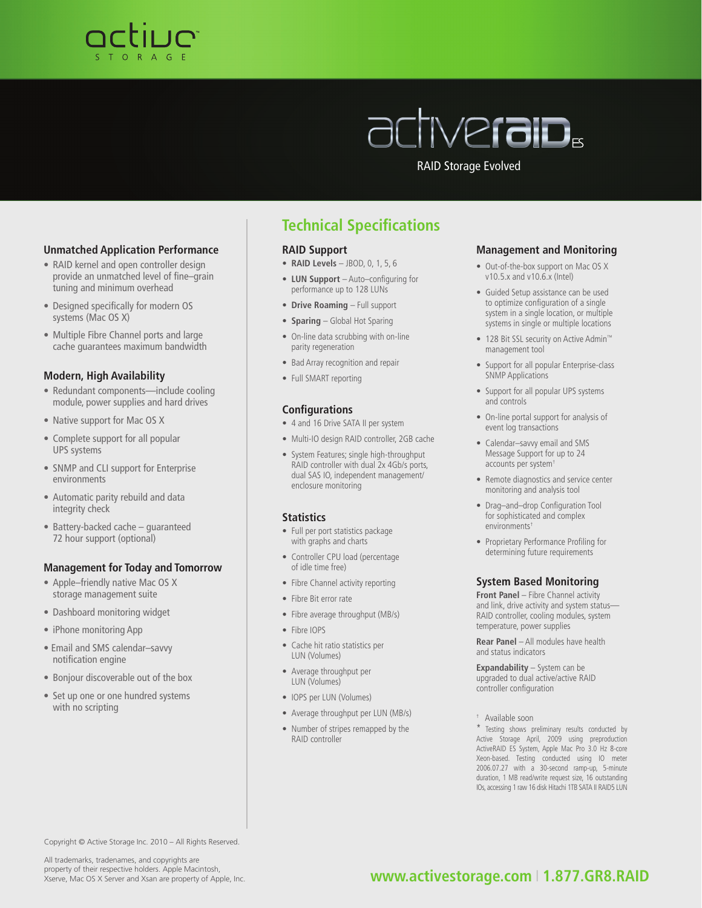active STORAGE

activeRAID ES

RAID Storage Evolved

### Unmatched Application Performance

- RAID kernel and open controller design provide an unmatched level of fine–grain tuning and minimum overhead
- Designed specifically for modern OS systems (Mac OS X)
- Multiple Fibre Channel ports and large cache guarantees maximum bandwidth

### Modern, High Availability

- Redundant components—include cooling module, power supplies and hard drives
- Native support for Mac OS X
- Complete support for all popular UPS systems
- SNMP and CLI support for Enterprise environments
- Automatic parity rebuild and data integrity check
- Battery-backed cache – guaranteed 72 hour support (optional)

### Management for Today and Tomorrow

- Apple–friendly native Mac OS X storage management suite
- Dashboard monitoring widget
- iPhone monitoring App
- Email and SMS calendar–savvy notification engine
- Bonjour discoverable out of the box
- Set up one or one hundred systems with no scripting

## Technical Specifications

### RAID Support

- **RAID Levels** – JBOD, 0, 1, 5, 6
- **LUN Support** – Auto–configuring for performance up to 128 LUNs
- **Drive Roaming** – Full support
- **Sparing** – Global Hot Sparing
- On-line data scrubbing with on-line parity regeneration
- Bad Array recognition and repair
- Full SMART reporting

### Configurations

- 4 and 16 Drive SATA II per system
- Multi-IO design RAID controller, 2GB cache
- System Features; single high-throughput RAID controller with dual 2x 4Gb/s ports, dual SAS IO, independent management/ enclosure monitoring

### Statistics

- Full per port statistics package with graphs and charts
- Controller CPU load (percentage of idle time free)
- Fibre Channel activity reporting
- Fibre Bit error rate
- Fibre average throughput (MB/s)
- Fibre IOPS
- Cache hit ratio statistics per LUN (Volumes)
- Average throughput per LUN (Volumes)
- IOPS per LUN (Volumes)
- Average throughput per LUN (MB/s)
- Number of stripes remapped by the RAID controller

### Management and Monitoring

- Out-of-the-box support on Mac OS X v10.5.x and v10.6.x (Intel)
- Guided Setup assistance can be used to optimize configuration of a single system in a single location, or multiple systems in single or multiple locations
- 128 Bit SSL security on Active Admin™ management tool
- Support for all popular Enterprise-class SNMP Applications
- Support for all popular UPS systems and controls
- On-line portal support for analysis of event log transactions
- Calendar–savvy email and SMS Message Support for up to 24 accounts per system†
- Remote diagnostics and service center monitoring and analysis tool
- Drag–and–drop Configuration Tool for sophisticated and complex environments†
- Proprietary Performance Profiling for determining future requirements

### System Based Monitoring

**Front Panel** – Fibre Channel activity and link, drive activity and system status—RAID controller, cooling modules, system temperature, power supplies

**Rear Panel** – All modules have health and status indicators

**Expandability** – System can be upgraded to dual active/active RAID controller configuration

† Available soon

\* Testing shows preliminary results conducted by Active Storage April, 2009 using preproduction ActiveRAID ES System, Apple Mac Pro 3.0 Hz 8-core Xeon-based. Testing conducted using IO meter 2006.07.27 with a 30-second ramp-up, 5-minute duration, 1 MB read/write request size, 16 outstanding IOs, accessing 1 raw 16 disk Hitachi 1TB SATA II RAID5 LUN

Copyright © Active Storage Inc. 2010 – All Rights Reserved.

All trademarks, tradenames, and copyrights are property of their respective holders. Apple Macintosh, Xserve, Mac OS X Server and Xsan are property of Apple, Inc.

www.activestorage.com | 1.877.GR8.RAID